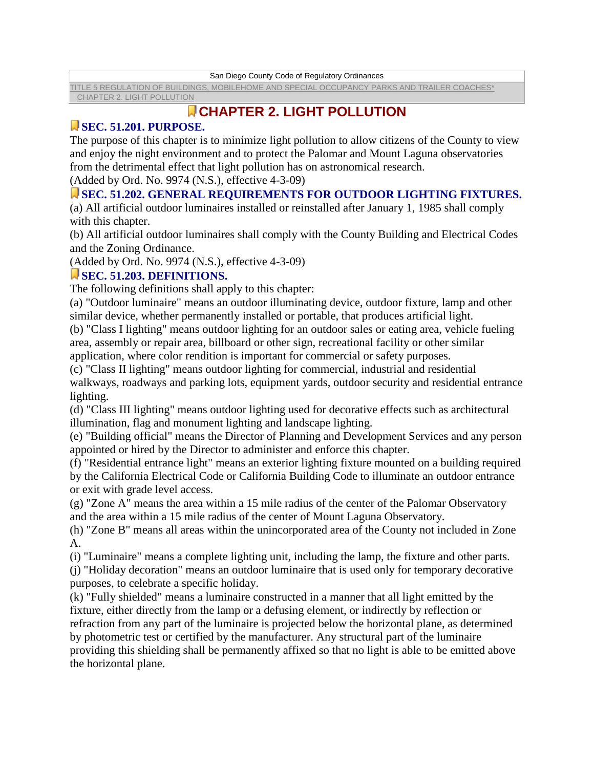# CHAPTER 2. LIGHT POLLUTION

## SEC. 51.201. PURPOSE.

The purpose of this chapter is to minimize light pollution to allow citizens of the County to view and enjoy the night environment and to protect the Palomar and Mount Laguna observatories from the detrimental effect that light pollution has on astronomical research.

(Added by Ord. No. 9974 (N.S.), effective 4-3-09)

## SEC. 51.202. GENERAL REQUIREMENTS FOR OUTDOOR LIGHTING FIXTURES.

(a) All artificial outdoor luminaires installed or reinstalled after January 1, 1985 shall comply with this chapter.

(b) All artificial outdoor luminaires shall comply with the County Building and Electrical Codes and the Zoning Ordinance.

(Added by Ord. No. 9974 (N.S.), effective 4-3-09)

## SEC. 51.203. DEFINITIONS.

The following definitions shall apply to this chapter:

(a) "Outdoor luminaire" means an outdoor illuminating device, outdoor fixture, lamp and other similar device, whether permanently installed or portable, that produces artificial light.

(b) "Class I lighting" means outdoor lighting for an outdoor sales or eating area, vehicle fueling area, assembly or repair area, billboard or other sign, recreational facility or other similar application, where color rendition is important for commercial or safety purposes.

(c) "Class II lighting" means outdoor lighting for commercial, industrial and residential walkways, roadways and parking lots, equipment yards, outdoor security and residential entrance lighting.

(d) "Class III lighting" means outdoor lighting used for decorative effects such as architectural illumination, flag and monument lighting and landscape lighting.

(e) "Building official" means the Director of Planning and Development Services and any person appointed or hired by the Director to administer and enforce this chapter.

(f) "Residential entrance light" means an exterior lighting fixture mounted on a building required by the California Electrical Code or California Building Code to illuminate an outdoor entrance or exit with grade level access.

(g) "Zone A" means the area within a 15 mile radius of the center of the Palomar Observatory and the area within a 15 mile radius of the center of Mount Laguna Observatory.

(h) "Zone B" means all areas within the unincorporated area of the County not included in Zone A.

(i) "Luminaire" means a complete lighting unit, including the lamp, the fixture and other parts.

(j) "Holiday decoration" means an outdoor luminaire that is used only for temporary decorative purposes, to celebrate a specific holiday.

(k) "Fully shielded" means a luminaire constructed in a manner that all light emitted by the fixture, either directly from the lamp or a defusing element, or indirectly by reflection or refraction from any part of the luminaire is projected below the horizontal plane, as determined by photometric test or certified by the manufacturer. Any structural part of the luminaire providing this shielding shall be permanently affixed so that no light is able to be emitted above the horizontal plane.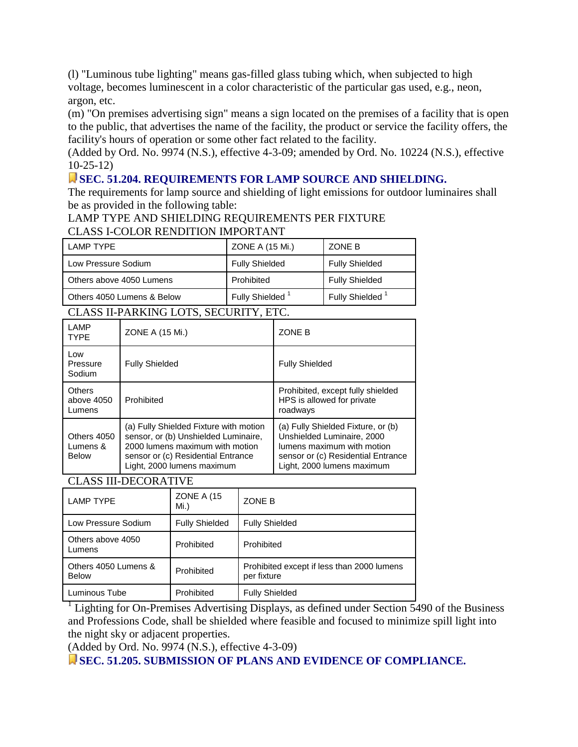(l) "Luminous tube lighting" means gas-filled glass tubing which, when subjected to high voltage, becomes luminescent in a color characteristic of the particular gas used, e.g., neon, argon, etc.

(m) "On premises advertising sign" means a sign located on the premises of a facility that is open to the public, that advertises the name of the facility, the product or service the facility offers, the facility's hours of operation or some other fact related to the facility.

(Added by Ord. No. 9974 (N.S.), effective 4-3-09; amended by Ord. No. 10224 (N.S.), effective 10-25-12)

## SEC. 51.204. REQUIREMENTS FOR LAMP SOURCE AND SHIELDING.

The requirements for lamp source and shielding of light emissions for outdoor luminaires shall be as provided in the following table:

LAMP TYPE AND SHIELDING REQUIREMENTS PER FIXTURE

CLASS I-COLOR RENDITION IMPORTANT

| LAMP TYPE | ZONE A (15 Mi.) | ZONE B |
|---|---|---|
| Low Pressure Sodium | Fully Shielded | Fully Shielded |
| Others above 4050 Lumens | Prohibited | Fully Shielded |
| Others 4050 Lumens & Below | Fully Shielded [1] | Fully Shielded [1] |

CLASS II-PARKING LOTS, SECURITY, ETC.

| LAMP TYPE | ZONE A (15 Mi.) | ZONE B |
|---|---|---|
| Low Pressure Sodium | Fully Shielded | Fully Shielded |
| Others above 4050 Lumens | Prohibited | Prohibited, except fully shielded HPS is allowed for private roadways |
| Others 4050 Lumens & Below | (a) Fully Shielded Fixture with motion sensor, or (b) Unshielded Luminaire, 2000 lumens maximum with motion sensor or (c) Residential Entrance Light, 2000 lumens maximum | (a) Fully Shielded Fixture, or (b) Unshielded Luminaire, 2000 lumens maximum with motion sensor or (c) Residential Entrance Light, 2000 lumens maximum |

CLASS III-DECORATIVE

| LAMP TYPE | ZONE A (15 Mi.) | ZONE B |
|---|---|---|
| Low Pressure Sodium | Fully Shielded | Fully Shielded |
| Others above 4050 Lumens | Prohibited | Prohibited |
| Others 4050 Lumens & Below | Prohibited | Prohibited except if less than 2000 lumens per fixture |
| Luminous Tube | Prohibited | Fully Shielded |

[1] Lighting for On-Premises Advertising Displays, as defined under Section 5490 of the Business and Professions Code, shall be shielded where feasible and focused to minimize spill light into the night sky or adjacent properties.

(Added by Ord. No. 9974 (N.S.), effective 4-3-09)

## SEC. 51.205. SUBMISSION OF PLANS AND EVIDENCE OF COMPLIANCE.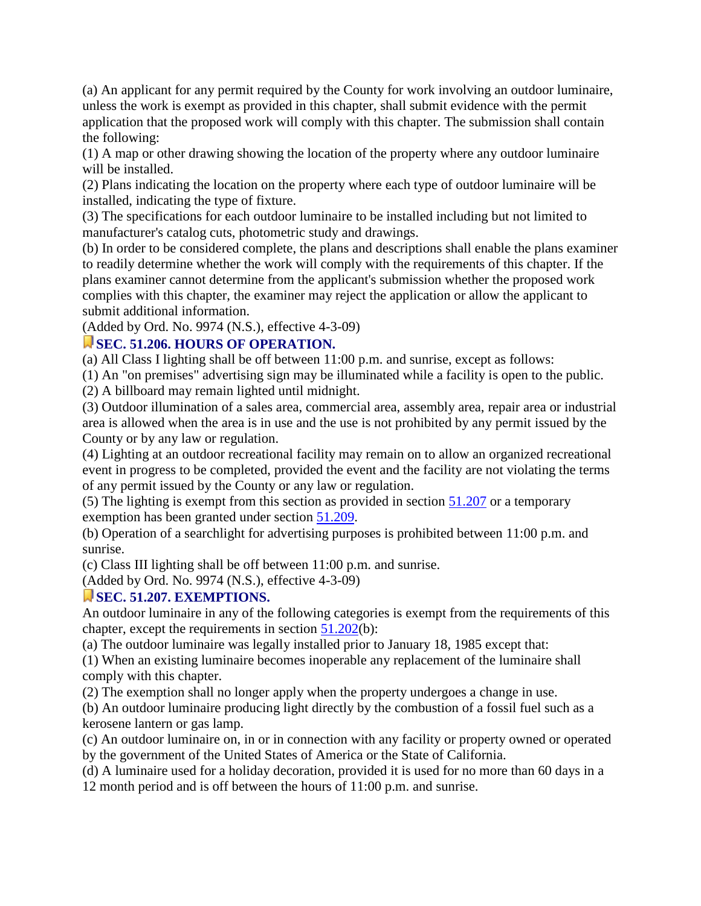(a) An applicant for any permit required by the County for work involving an outdoor luminaire, unless the work is exempt as provided in this chapter, shall submit evidence with the permit application that the proposed work will comply with this chapter. The submission shall contain the following:

(1) A map or other drawing showing the location of the property where any outdoor luminaire will be installed.

(2) Plans indicating the location on the property where each type of outdoor luminaire will be installed, indicating the type of fixture.

(3) The specifications for each outdoor luminaire to be installed including but not limited to manufacturer's catalog cuts, photometric study and drawings.

(b) In order to be considered complete, the plans and descriptions shall enable the plans examiner to readily determine whether the work will comply with the requirements of this chapter. If the plans examiner cannot determine from the applicant's submission whether the proposed work complies with this chapter, the examiner may reject the application or allow the applicant to submit additional information.

(Added by Ord. No. 9974 (N.S.), effective 4-3-09)

### SEC. 51.206. HOURS OF OPERATION.

(a) All Class I lighting shall be off between 11:00 p.m. and sunrise, except as follows:

(1) An "on premises" advertising sign may be illuminated while a facility is open to the public.

(2) A billboard may remain lighted until midnight.

(3) Outdoor illumination of a sales area, commercial area, assembly area, repair area or industrial area is allowed when the area is in use and the use is not prohibited by any permit issued by the County or by any law or regulation.

(4) Lighting at an outdoor recreational facility may remain on to allow an organized recreational event in progress to be completed, provided the event and the facility are not violating the terms of any permit issued by the County or any law or regulation.

(5) The lighting is exempt from this section as provided in section 51.207 or a temporary exemption has been granted under section 51.209.

(b) Operation of a searchlight for advertising purposes is prohibited between 11:00 p.m. and sunrise.

(c) Class III lighting shall be off between 11:00 p.m. and sunrise.

(Added by Ord. No. 9974 (N.S.), effective 4-3-09)

### SEC. 51.207. EXEMPTIONS.

An outdoor luminaire in any of the following categories is exempt from the requirements of this chapter, except the requirements in section 51.202(b):

(a) The outdoor luminaire was legally installed prior to January 18, 1985 except that:

(1) When an existing luminaire becomes inoperable any replacement of the luminaire shall comply with this chapter.

(2) The exemption shall no longer apply when the property undergoes a change in use.

(b) An outdoor luminaire producing light directly by the combustion of a fossil fuel such as a kerosene lantern or gas lamp.

(c) An outdoor luminaire on, in or in connection with any facility or property owned or operated by the government of the United States of America or the State of California.

(d) A luminaire used for a holiday decoration, provided it is used for no more than 60 days in a 12 month period and is off between the hours of 11:00 p.m. and sunrise.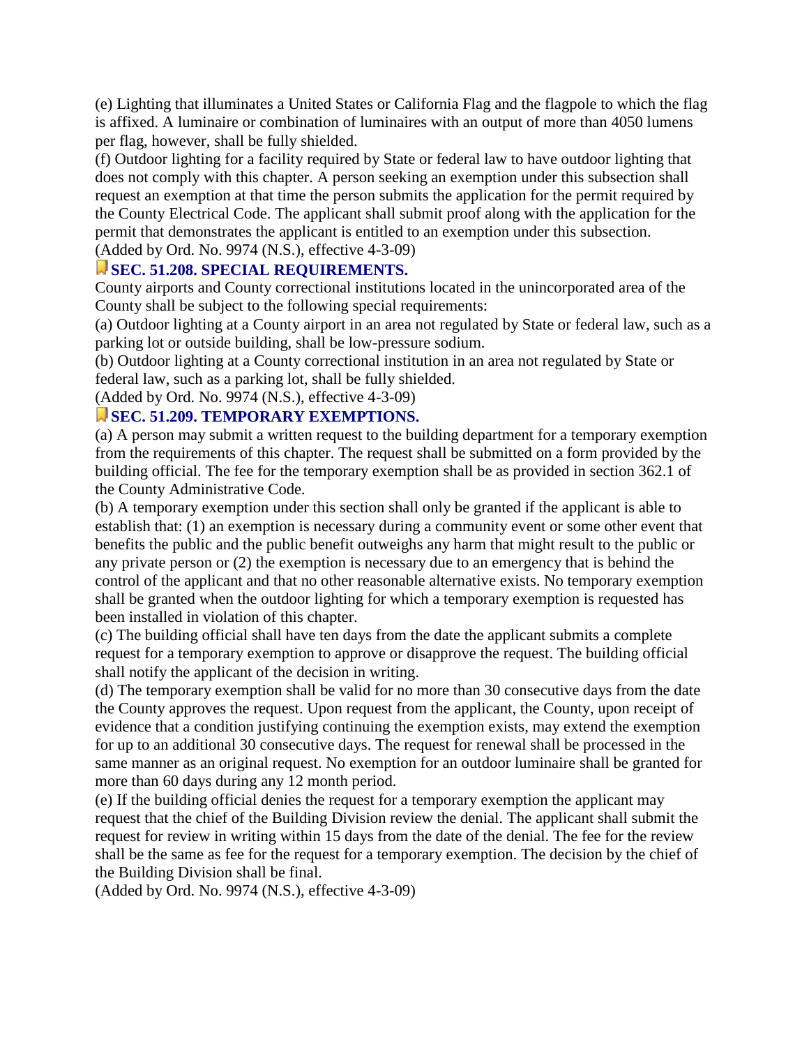(e) Lighting that illuminates a United States or California Flag and the flagpole to which the flag is affixed. A luminaire or combination of luminaires with an output of more than 4050 lumens per flag, however, shall be fully shielded.

(f) Outdoor lighting for a facility required by State or federal law to have outdoor lighting that does not comply with this chapter. A person seeking an exemption under this subsection shall request an exemption at that time the person submits the application for the permit required by the County Electrical Code. The applicant shall submit proof along with the application for the permit that demonstrates the applicant is entitled to an exemption under this subsection.

(Added by Ord. No. 9974 (N.S.), effective 4-3-09)

## SEC. 51.208. SPECIAL REQUIREMENTS.

County airports and County correctional institutions located in the unincorporated area of the County shall be subject to the following special requirements:

(a) Outdoor lighting at a County airport in an area not regulated by State or federal law, such as a parking lot or outside building, shall be low-pressure sodium.

(b) Outdoor lighting at a County correctional institution in an area not regulated by State or federal law, such as a parking lot, shall be fully shielded.

(Added by Ord. No. 9974 (N.S.), effective 4-3-09)

## SEC. 51.209. TEMPORARY EXEMPTIONS.

(a) A person may submit a written request to the building department for a temporary exemption from the requirements of this chapter. The request shall be submitted on a form provided by the building official. The fee for the temporary exemption shall be as provided in section 362.1 of the County Administrative Code.

(b) A temporary exemption under this section shall only be granted if the applicant is able to establish that: (1) an exemption is necessary during a community event or some other event that benefits the public and the public benefit outweighs any harm that might result to the public or any private person or (2) the exemption is necessary due to an emergency that is behind the control of the applicant and that no other reasonable alternative exists. No temporary exemption shall be granted when the outdoor lighting for which a temporary exemption is requested has been installed in violation of this chapter.

(c) The building official shall have ten days from the date the applicant submits a complete request for a temporary exemption to approve or disapprove the request. The building official shall notify the applicant of the decision in writing.

(d) The temporary exemption shall be valid for no more than 30 consecutive days from the date the County approves the request. Upon request from the applicant, the County, upon receipt of evidence that a condition justifying continuing the exemption exists, may extend the exemption for up to an additional 30 consecutive days. The request for renewal shall be processed in the same manner as an original request. No exemption for an outdoor luminaire shall be granted for more than 60 days during any 12 month period.

(e) If the building official denies the request for a temporary exemption the applicant may request that the chief of the Building Division review the denial. The applicant shall submit the request for review in writing within 15 days from the date of the denial. The fee for the review shall be the same as fee for the request for a temporary exemption. The decision by the chief of the Building Division shall be final.

(Added by Ord. No. 9974 (N.S.), effective 4-3-09)